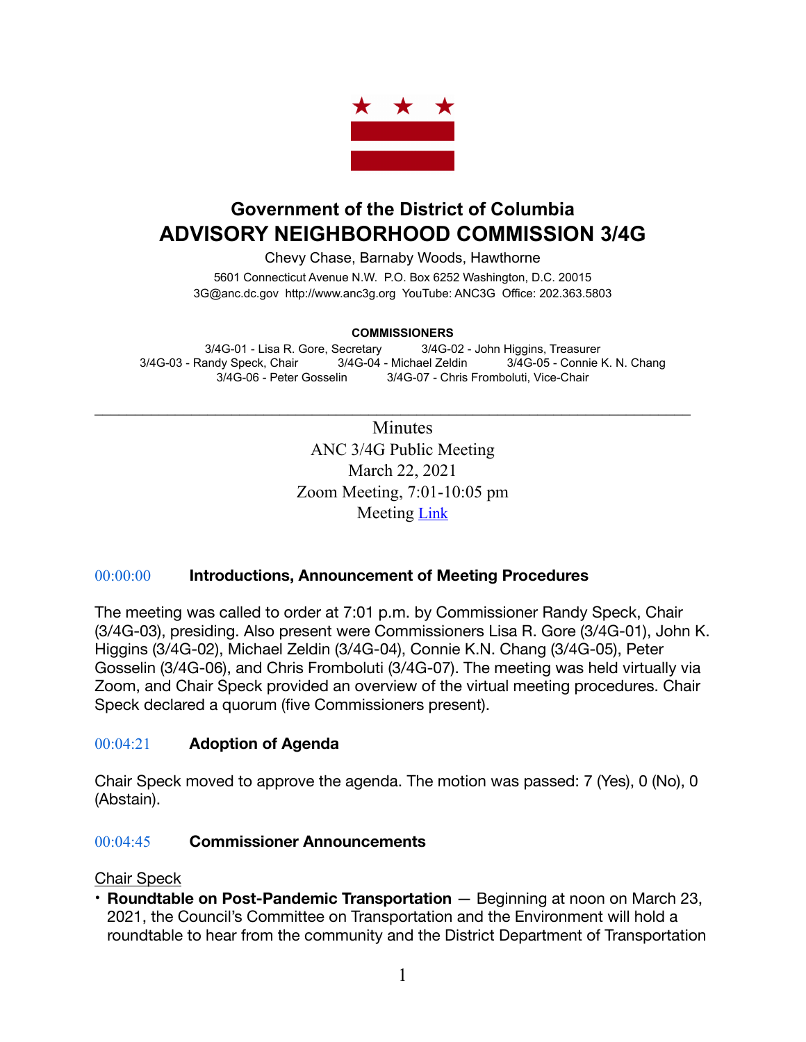# Government of the District of Columbia
# ADVISORY NEIGHBORHOOD COMMISSION 3/4G

Chevy Chase, Barnaby Woods, Hawthorne

5601 Connecticut Avenue N.W. P.O. Box 6252 Washington, D.C. 20015
3G@anc.dc.gov http://www.anc3g.org YouTube: ANC3G Office: 202.363.5803

**COMMISSIONERS**

3/4G-01 - Lisa R. Gore, Secretary | 3/4G-02 - John Higgins, Treasurer
3/4G-03 - Randy Speck, Chair | 3/4G-04 - Michael Zeldin | 3/4G-05 - Connie K. N. Chang
3/4G-06 - Peter Gosselin | 3/4G-07 - Chris Fromboluti, Vice-Chair

---

Minutes
ANC 3/4G Public Meeting
March 22, 2021
Zoom Meeting, 7:01-10:05 pm
Meeting [Link]

## 00:00:00 Introductions, Announcement of Meeting Procedures

The meeting was called to order at 7:01 p.m. by Commissioner Randy Speck, Chair (3/4G-03), presiding. Also present were Commissioners Lisa R. Gore (3/4G-01), John K. Higgins (3/4G-02), Michael Zeldin (3/4G-04), Connie K.N. Chang (3/4G-05), Peter Gosselin (3/4G-06), and Chris Fromboluti (3/4G-07). The meeting was held virtually via Zoom, and Chair Speck provided an overview of the virtual meeting procedures. Chair Speck declared a quorum (five Commissioners present).

## 00:04:21 Adoption of Agenda

Chair Speck moved to approve the agenda. The motion was passed: 7 (Yes), 0 (No), 0 (Abstain).

## 00:04:45 Commissioner Announcements

Chair Speck

- **Roundtable on Post-Pandemic Transportation** — Beginning at noon on March 23, 2021, the Council's Committee on Transportation and the Environment will hold a roundtable to hear from the community and the District Department of Transportation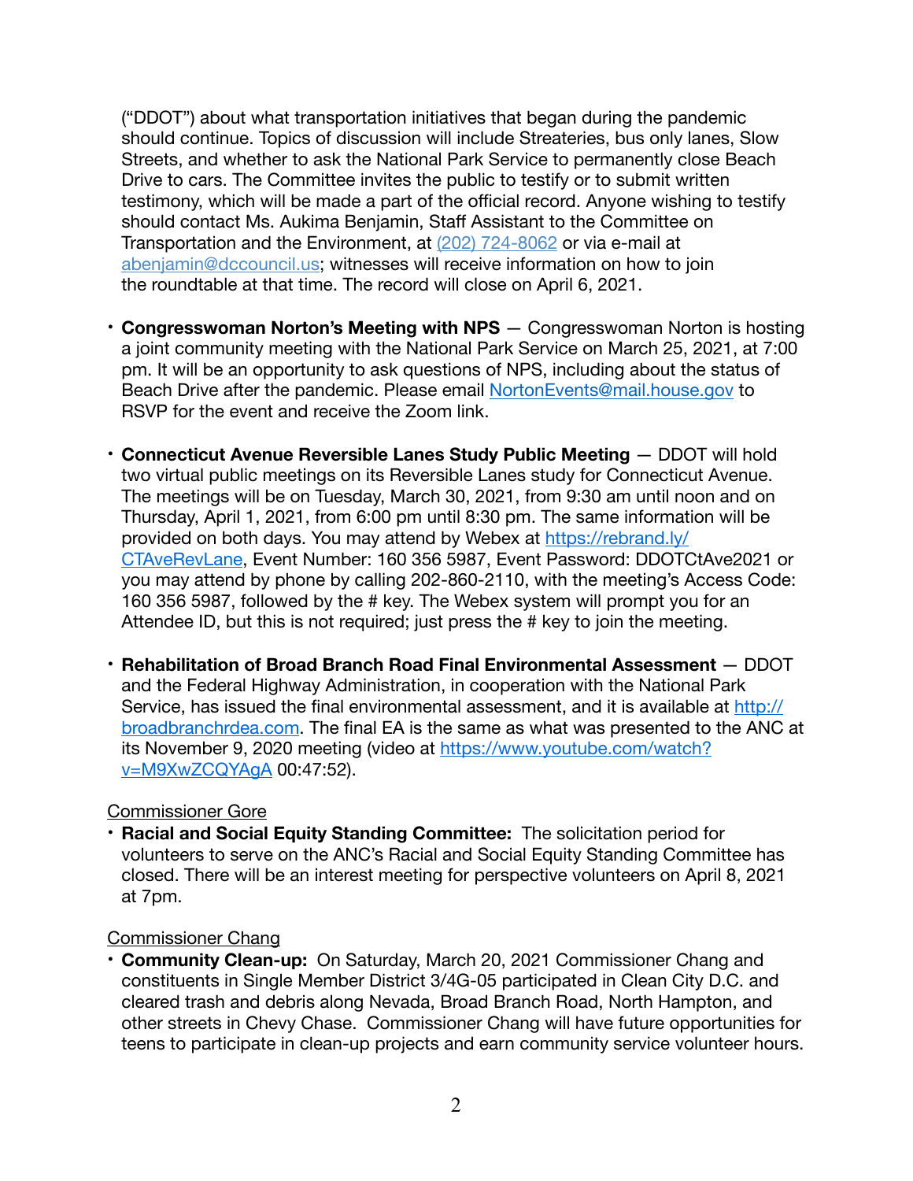("DDOT") about what transportation initiatives that began during the pandemic should continue. Topics of discussion will include Streateries, bus only lanes, Slow Streets, and whether to ask the National Park Service to permanently close Beach Drive to cars. The Committee invites the public to testify or to submit written testimony, which will be made a part of the official record. Anyone wishing to testify should contact Ms. Aukima Benjamin, Staff Assistant to the Committee on Transportation and the Environment, at (202) 724-8062 or via e-mail at abenjamin@dccouncil.us; witnesses will receive information on how to join the roundtable at that time. The record will close on April 6, 2021.

- **Congresswoman Norton's Meeting with NPS** — Congresswoman Norton is hosting a joint community meeting with the National Park Service on March 25, 2021, at 7:00 pm. It will be an opportunity to ask questions of NPS, including about the status of Beach Drive after the pandemic. Please email NortonEvents@mail.house.gov to RSVP for the event and receive the Zoom link.

- **Connecticut Avenue Reversible Lanes Study Public Meeting** — DDOT will hold two virtual public meetings on its Reversible Lanes study for Connecticut Avenue. The meetings will be on Tuesday, March 30, 2021, from 9:30 am until noon and on Thursday, April 1, 2021, from 6:00 pm until 8:30 pm. The same information will be provided on both days. You may attend by Webex at https://rebrand.ly/CTAveRevLane, Event Number: 160 356 5987, Event Password: DDOTCtAve2021 or you may attend by phone by calling 202-860-2110, with the meeting's Access Code: 160 356 5987, followed by the # key. The Webex system will prompt you for an Attendee ID, but this is not required; just press the # key to join the meeting.

- **Rehabilitation of Broad Branch Road Final Environmental Assessment** — DDOT and the Federal Highway Administration, in cooperation with the National Park Service, has issued the final environmental assessment, and it is available at http://broadbranchrdea.com. The final EA is the same as what was presented to the ANC at its November 9, 2020 meeting (video at https://www.youtube.com/watch?v=M9XwZCQYAgA 00:47:52).

Commissioner Gore

- **Racial and Social Equity Standing Committee:** The solicitation period for volunteers to serve on the ANC's Racial and Social Equity Standing Committee has closed. There will be an interest meeting for perspective volunteers on April 8, 2021 at 7pm.

Commissioner Chang

- **Community Clean-up:** On Saturday, March 20, 2021 Commissioner Chang and constituents in Single Member District 3/4G-05 participated in Clean City D.C. and cleared trash and debris along Nevada, Broad Branch Road, North Hampton, and other streets in Chevy Chase. Commissioner Chang will have future opportunities for teens to participate in clean-up projects and earn community service volunteer hours.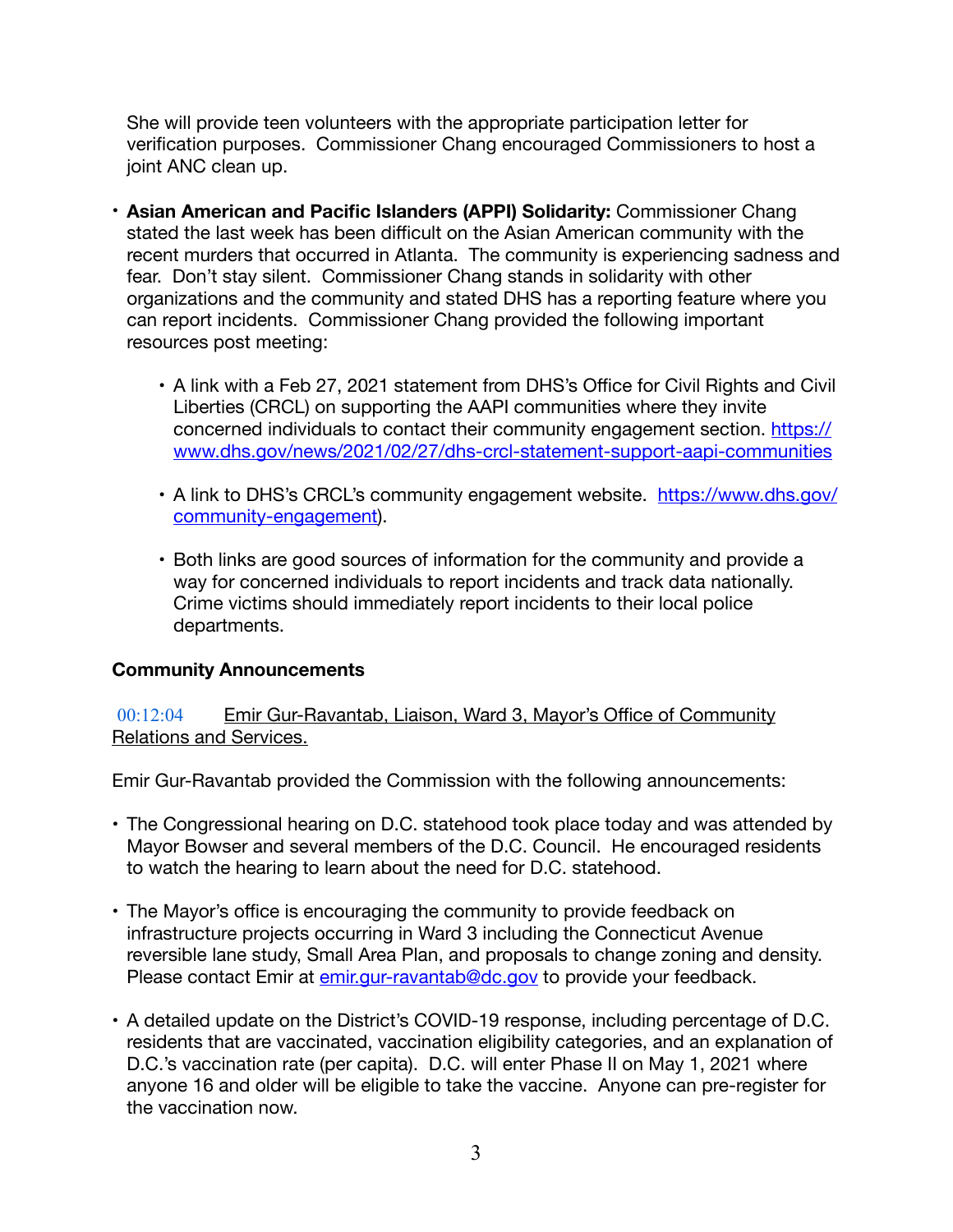She will provide teen volunteers with the appropriate participation letter for verification purposes. Commissioner Chang encouraged Commissioners to host a joint ANC clean up.

- **Asian American and Pacific Islanders (APPI) Solidarity:** Commissioner Chang stated the last week has been difficult on the Asian American community with the recent murders that occurred in Atlanta. The community is experiencing sadness and fear. Don't stay silent. Commissioner Chang stands in solidarity with other organizations and the community and stated DHS has a reporting feature where you can report incidents. Commissioner Chang provided the following important resources post meeting:

  - A link with a Feb 27, 2021 statement from DHS's Office for Civil Rights and Civil Liberties (CRCL) on supporting the AAPI communities where they invite concerned individuals to contact their community engagement section. https://www.dhs.gov/news/2021/02/27/dhs-crcl-statement-support-aapi-communities

  - A link to DHS's CRCL's community engagement website. https://www.dhs.gov/community-engagement).

  - Both links are good sources of information for the community and provide a way for concerned individuals to report incidents and track data nationally. Crime victims should immediately report incidents to their local police departments.

**Community Announcements**

00:12:04 Emir Gur-Ravantab, Liaison, Ward 3, Mayor's Office of Community Relations and Services.

Emir Gur-Ravantab provided the Commission with the following announcements:

- The Congressional hearing on D.C. statehood took place today and was attended by Mayor Bowser and several members of the D.C. Council. He encouraged residents to watch the hearing to learn about the need for D.C. statehood.

- The Mayor's office is encouraging the community to provide feedback on infrastructure projects occurring in Ward 3 including the Connecticut Avenue reversible lane study, Small Area Plan, and proposals to change zoning and density. Please contact Emir at emir.gur-ravantab@dc.gov to provide your feedback.

- A detailed update on the District's COVID-19 response, including percentage of D.C. residents that are vaccinated, vaccination eligibility categories, and an explanation of D.C.'s vaccination rate (per capita). D.C. will enter Phase II on May 1, 2021 where anyone 16 and older will be eligible to take the vaccine. Anyone can pre-register for the vaccination now.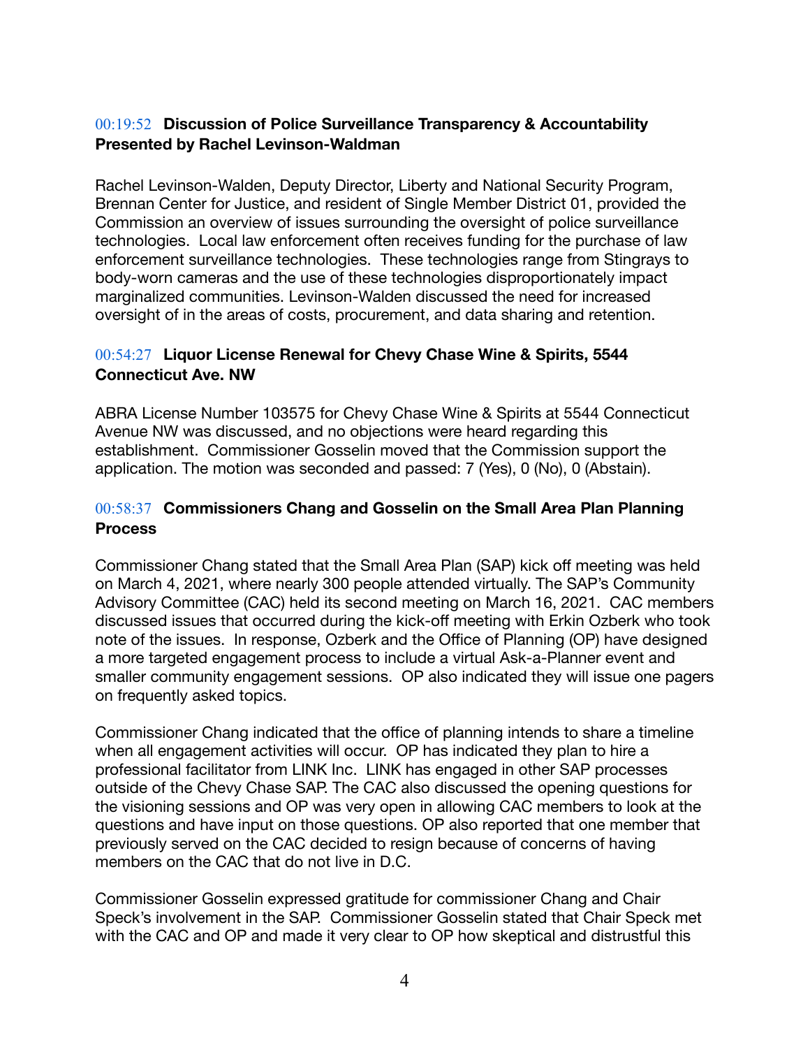00:19:52 **Discussion of Police Surveillance Transparency & Accountability Presented by Rachel Levinson-Waldman**

Rachel Levinson-Walden, Deputy Director, Liberty and National Security Program, Brennan Center for Justice, and resident of Single Member District 01, provided the Commission an overview of issues surrounding the oversight of police surveillance technologies. Local law enforcement often receives funding for the purchase of law enforcement surveillance technologies. These technologies range from Stingrays to body-worn cameras and the use of these technologies disproportionately impact marginalized communities. Levinson-Walden discussed the need for increased oversight of in the areas of costs, procurement, and data sharing and retention.

00:54:27 **Liquor License Renewal for Chevy Chase Wine & Spirits, 5544 Connecticut Ave. NW**

ABRA License Number 103575 for Chevy Chase Wine & Spirits at 5544 Connecticut Avenue NW was discussed, and no objections were heard regarding this establishment. Commissioner Gosselin moved that the Commission support the application. The motion was seconded and passed: 7 (Yes), 0 (No), 0 (Abstain).

00:58:37 **Commissioners Chang and Gosselin on the Small Area Plan Planning Process**

Commissioner Chang stated that the Small Area Plan (SAP) kick off meeting was held on March 4, 2021, where nearly 300 people attended virtually. The SAP's Community Advisory Committee (CAC) held its second meeting on March 16, 2021. CAC members discussed issues that occurred during the kick-off meeting with Erkin Ozberk who took note of the issues. In response, Ozberk and the Office of Planning (OP) have designed a more targeted engagement process to include a virtual Ask-a-Planner event and smaller community engagement sessions. OP also indicated they will issue one pagers on frequently asked topics.

Commissioner Chang indicated that the office of planning intends to share a timeline when all engagement activities will occur. OP has indicated they plan to hire a professional facilitator from LINK Inc. LINK has engaged in other SAP processes outside of the Chevy Chase SAP. The CAC also discussed the opening questions for the visioning sessions and OP was very open in allowing CAC members to look at the questions and have input on those questions. OP also reported that one member that previously served on the CAC decided to resign because of concerns of having members on the CAC that do not live in D.C.

Commissioner Gosselin expressed gratitude for commissioner Chang and Chair Speck's involvement in the SAP. Commissioner Gosselin stated that Chair Speck met with the CAC and OP and made it very clear to OP how skeptical and distrustful this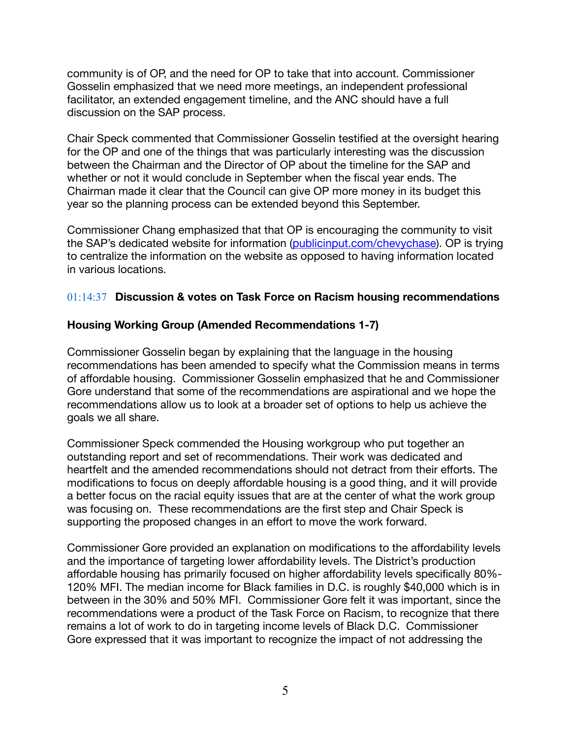community is of OP, and the need for OP to take that into account. Commissioner Gosselin emphasized that we need more meetings, an independent professional facilitator, an extended engagement timeline, and the ANC should have a full discussion on the SAP process.

Chair Speck commented that Commissioner Gosselin testified at the oversight hearing for the OP and one of the things that was particularly interesting was the discussion between the Chairman and the Director of OP about the timeline for the SAP and whether or not it would conclude in September when the fiscal year ends. The Chairman made it clear that the Council can give OP more money in its budget this year so the planning process can be extended beyond this September.

Commissioner Chang emphasized that that OP is encouraging the community to visit the SAP's dedicated website for information ([publicinput.com/chevychase](publicinput.com/chevychase)). OP is trying to centralize the information on the website as opposed to having information located in various locations.

### 01:14:37 **Discussion & votes on Task Force on Racism housing recommendations**

**Housing Working Group (Amended Recommendations 1-7)**

Commissioner Gosselin began by explaining that the language in the housing recommendations has been amended to specify what the Commission means in terms of affordable housing. Commissioner Gosselin emphasized that he and Commissioner Gore understand that some of the recommendations are aspirational and we hope the recommendations allow us to look at a broader set of options to help us achieve the goals we all share.

Commissioner Speck commended the Housing workgroup who put together an outstanding report and set of recommendations. Their work was dedicated and heartfelt and the amended recommendations should not detract from their efforts. The modifications to focus on deeply affordable housing is a good thing, and it will provide a better focus on the racial equity issues that are at the center of what the work group was focusing on. These recommendations are the first step and Chair Speck is supporting the proposed changes in an effort to move the work forward.

Commissioner Gore provided an explanation on modifications to the affordability levels and the importance of targeting lower affordability levels. The District's production affordable housing has primarily focused on higher affordability levels specifically 80%-120% MFI. The median income for Black families in D.C. is roughly $40,000 which is in between in the 30% and 50% MFI. Commissioner Gore felt it was important, since the recommendations were a product of the Task Force on Racism, to recognize that there remains a lot of work to do in targeting income levels of Black D.C. Commissioner Gore expressed that it was important to recognize the impact of not addressing the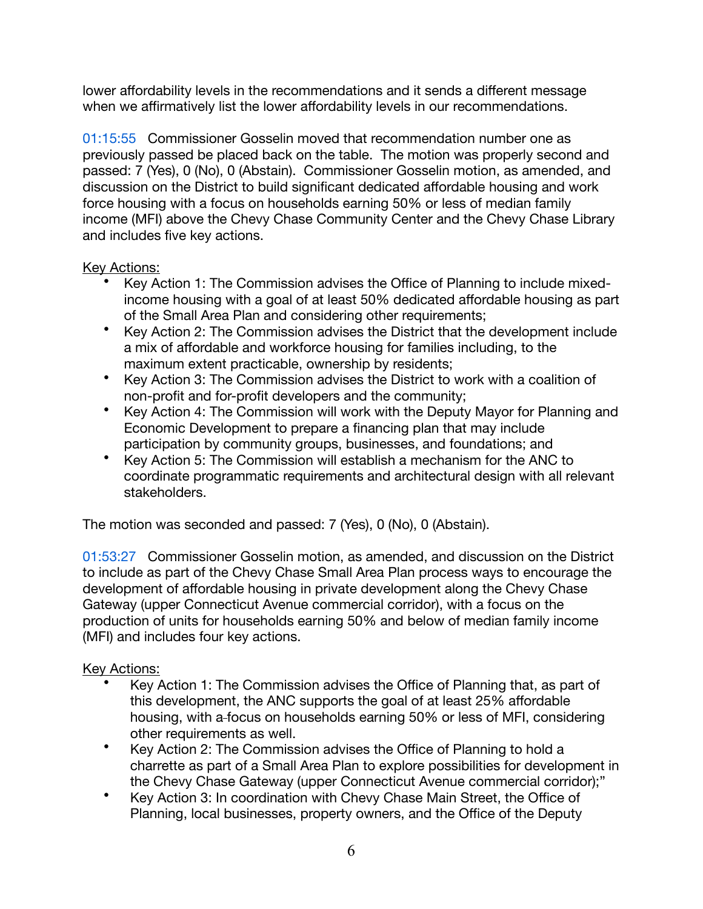lower affordability levels in the recommendations and it sends a different message when we affirmatively list the lower affordability levels in our recommendations.

01:15:55 Commissioner Gosselin moved that recommendation number one as previously passed be placed back on the table. The motion was properly second and passed: 7 (Yes), 0 (No), 0 (Abstain). Commissioner Gosselin motion, as amended, and discussion on the District to build significant dedicated affordable housing and work force housing with a focus on households earning 50% or less of median family income (MFI) above the Chevy Chase Community Center and the Chevy Chase Library and includes five key actions.

Key Actions:

- Key Action 1: The Commission advises the Office of Planning to include mixed-income housing with a goal of at least 50% dedicated affordable housing as part of the Small Area Plan and considering other requirements;
- Key Action 2: The Commission advises the District that the development include a mix of affordable and workforce housing for families including, to the maximum extent practicable, ownership by residents;
- Key Action 3: The Commission advises the District to work with a coalition of non-profit and for-profit developers and the community;
- Key Action 4: The Commission will work with the Deputy Mayor for Planning and Economic Development to prepare a financing plan that may include participation by community groups, businesses, and foundations; and
- Key Action 5: The Commission will establish a mechanism for the ANC to coordinate programmatic requirements and architectural design with all relevant stakeholders.

The motion was seconded and passed: 7 (Yes), 0 (No), 0 (Abstain).

01:53:27 Commissioner Gosselin motion, as amended, and discussion on the District to include as part of the Chevy Chase Small Area Plan process ways to encourage the development of affordable housing in private development along the Chevy Chase Gateway (upper Connecticut Avenue commercial corridor), with a focus on the production of units for households earning 50% and below of median family income (MFI) and includes four key actions.

Key Actions:

- Key Action 1: The Commission advises the Office of Planning that, as part of this development, the ANC supports the goal of at least 25% affordable housing, with a focus on households earning 50% or less of MFI, considering other requirements as well.
- Key Action 2: The Commission advises the Office of Planning to hold a charrette as part of a Small Area Plan to explore possibilities for development in the Chevy Chase Gateway (upper Connecticut Avenue commercial corridor);"
- Key Action 3: In coordination with Chevy Chase Main Street, the Office of Planning, local businesses, property owners, and the Office of the Deputy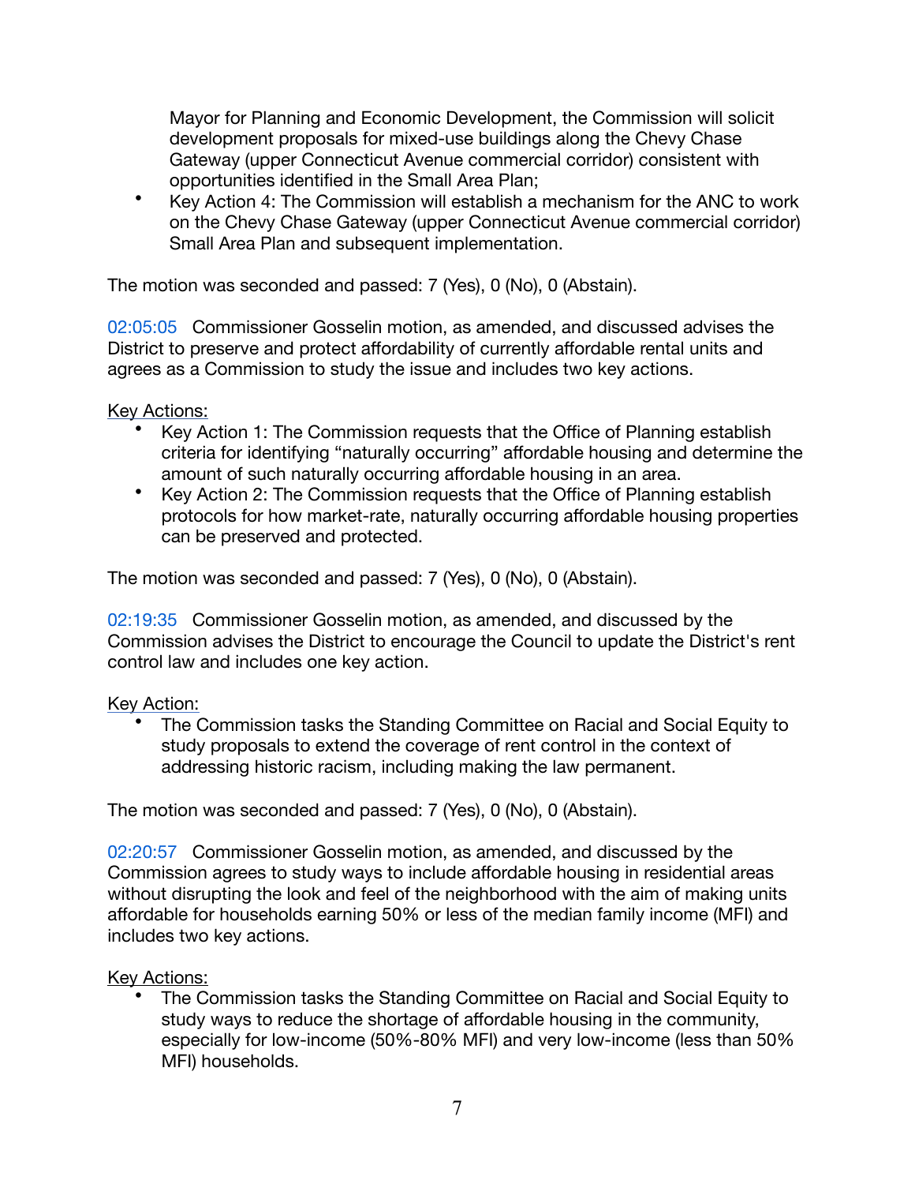Mayor for Planning and Economic Development, the Commission will solicit development proposals for mixed-use buildings along the Chevy Chase Gateway (upper Connecticut Avenue commercial corridor) consistent with opportunities identified in the Small Area Plan;

- Key Action 4: The Commission will establish a mechanism for the ANC to work on the Chevy Chase Gateway (upper Connecticut Avenue commercial corridor) Small Area Plan and subsequent implementation.

The motion was seconded and passed: 7 (Yes), 0 (No), 0 (Abstain).

02:05:05 Commissioner Gosselin motion, as amended, and discussed advises the District to preserve and protect affordability of currently affordable rental units and agrees as a Commission to study the issue and includes two key actions.

Key Actions:

- Key Action 1: The Commission requests that the Office of Planning establish criteria for identifying "naturally occurring" affordable housing and determine the amount of such naturally occurring affordable housing in an area.
- Key Action 2: The Commission requests that the Office of Planning establish protocols for how market-rate, naturally occurring affordable housing properties can be preserved and protected.

The motion was seconded and passed: 7 (Yes), 0 (No), 0 (Abstain).

02:19:35 Commissioner Gosselin motion, as amended, and discussed by the Commission advises the District to encourage the Council to update the District's rent control law and includes one key action.

Key Action:

- The Commission tasks the Standing Committee on Racial and Social Equity to study proposals to extend the coverage of rent control in the context of addressing historic racism, including making the law permanent.

The motion was seconded and passed: 7 (Yes), 0 (No), 0 (Abstain).

02:20:57 Commissioner Gosselin motion, as amended, and discussed by the Commission agrees to study ways to include affordable housing in residential areas without disrupting the look and feel of the neighborhood with the aim of making units affordable for households earning 50% or less of the median family income (MFI) and includes two key actions.

Key Actions:

- The Commission tasks the Standing Committee on Racial and Social Equity to study ways to reduce the shortage of affordable housing in the community, especially for low-income (50%-80% MFI) and very low-income (less than 50% MFI) households.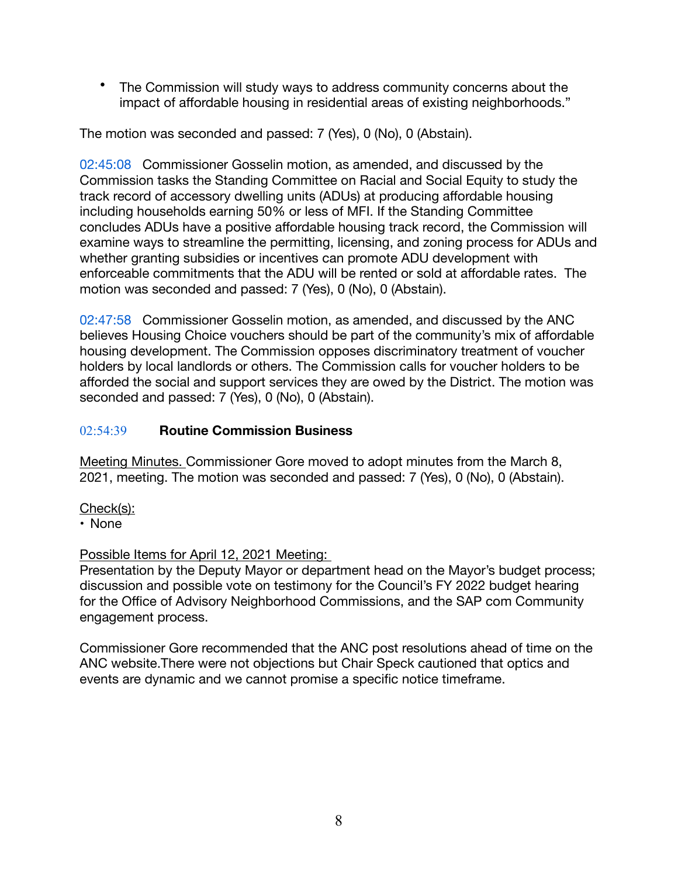- The Commission will study ways to address community concerns about the impact of affordable housing in residential areas of existing neighborhoods."

The motion was seconded and passed: 7 (Yes), 0 (No), 0 (Abstain).

02:45:08 Commissioner Gosselin motion, as amended, and discussed by the Commission tasks the Standing Committee on Racial and Social Equity to study the track record of accessory dwelling units (ADUs) at producing affordable housing including households earning 50% or less of MFI. If the Standing Committee concludes ADUs have a positive affordable housing track record, the Commission will examine ways to streamline the permitting, licensing, and zoning process for ADUs and whether granting subsidies or incentives can promote ADU development with enforceable commitments that the ADU will be rented or sold at affordable rates. The motion was seconded and passed: 7 (Yes), 0 (No), 0 (Abstain).

02:47:58 Commissioner Gosselin motion, as amended, and discussed by the ANC believes Housing Choice vouchers should be part of the community's mix of affordable housing development. The Commission opposes discriminatory treatment of voucher holders by local landlords or others. The Commission calls for voucher holders to be afforded the social and support services they are owed by the District. The motion was seconded and passed: 7 (Yes), 0 (No), 0 (Abstain).

### 02:54:39 **Routine Commission Business**

Meeting Minutes. Commissioner Gore moved to adopt minutes from the March 8, 2021, meeting. The motion was seconded and passed: 7 (Yes), 0 (No), 0 (Abstain).

Check(s):
- None

Possible Items for April 12, 2021 Meeting:
Presentation by the Deputy Mayor or department head on the Mayor's budget process; discussion and possible vote on testimony for the Council's FY 2022 budget hearing for the Office of Advisory Neighborhood Commissions, and the SAP com Community engagement process.

Commissioner Gore recommended that the ANC post resolutions ahead of time on the ANC website.There were not objections but Chair Speck cautioned that optics and events are dynamic and we cannot promise a specific notice timeframe.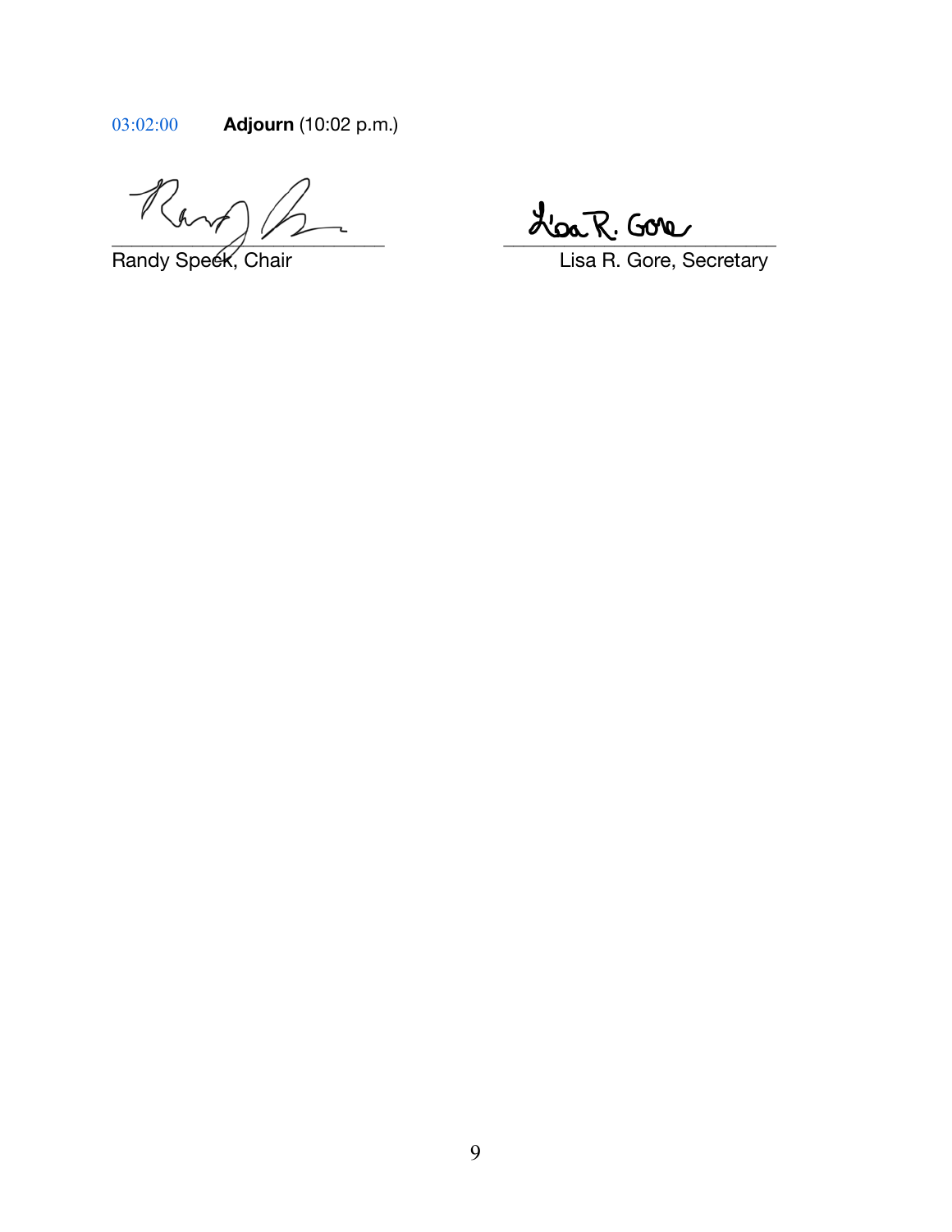03:02:00 **Adjourn** (10:02 p.m.)

Randy Speck, Chair

Lisa R. Gore, Secretary